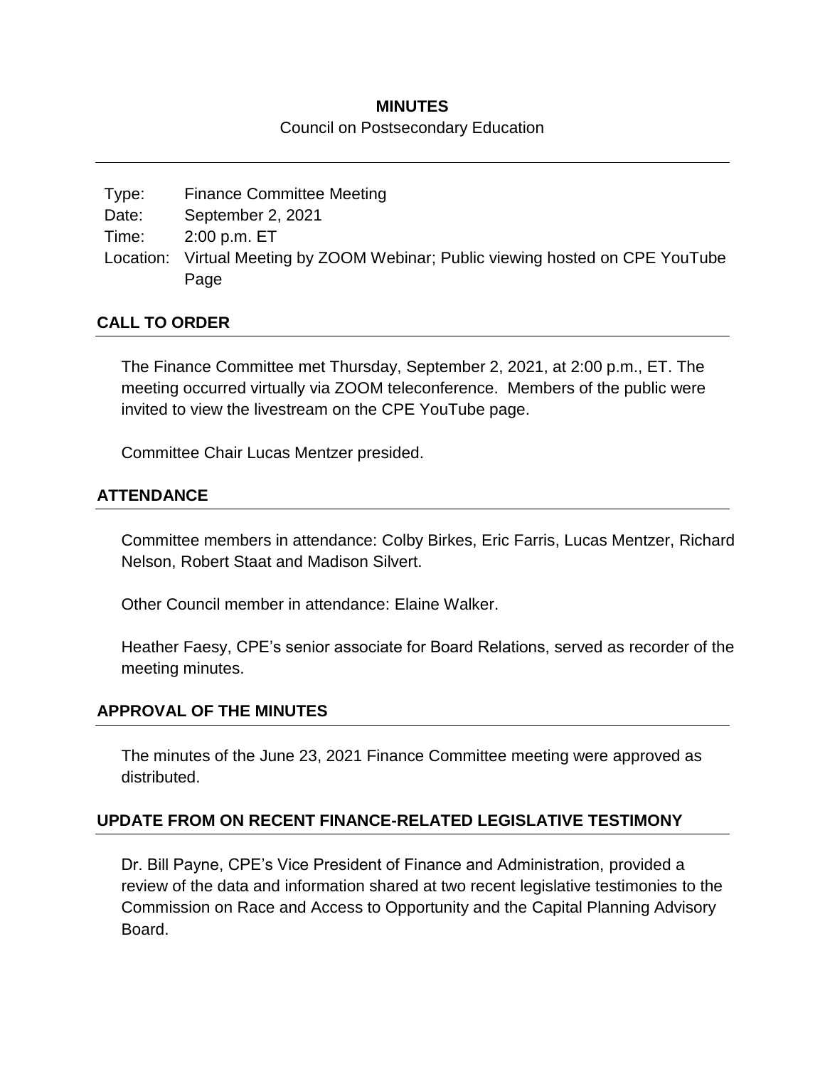# MINUTES

Council on Postsecondary Education

| | |
|---|---|
| Type: | Finance Committee Meeting |
| Date: | September 2, 2021 |
| Time: | 2:00 p.m. ET |
| Location: | Virtual Meeting by ZOOM Webinar; Public viewing hosted on CPE YouTube Page |

## CALL TO ORDER

The Finance Committee met Thursday, September 2, 2021, at 2:00 p.m., ET. The meeting occurred virtually via ZOOM teleconference. Members of the public were invited to view the livestream on the CPE YouTube page.

Committee Chair Lucas Mentzer presided.

## ATTENDANCE

Committee members in attendance: Colby Birkes, Eric Farris, Lucas Mentzer, Richard Nelson, Robert Staat and Madison Silvert.

Other Council member in attendance: Elaine Walker.

Heather Faesy, CPE's senior associate for Board Relations, served as recorder of the meeting minutes.

## APPROVAL OF THE MINUTES

The minutes of the June 23, 2021 Finance Committee meeting were approved as distributed.

## UPDATE FROM ON RECENT FINANCE-RELATED LEGISLATIVE TESTIMONY

Dr. Bill Payne, CPE's Vice President of Finance and Administration, provided a review of the data and information shared at two recent legislative testimonies to the Commission on Race and Access to Opportunity and the Capital Planning Advisory Board.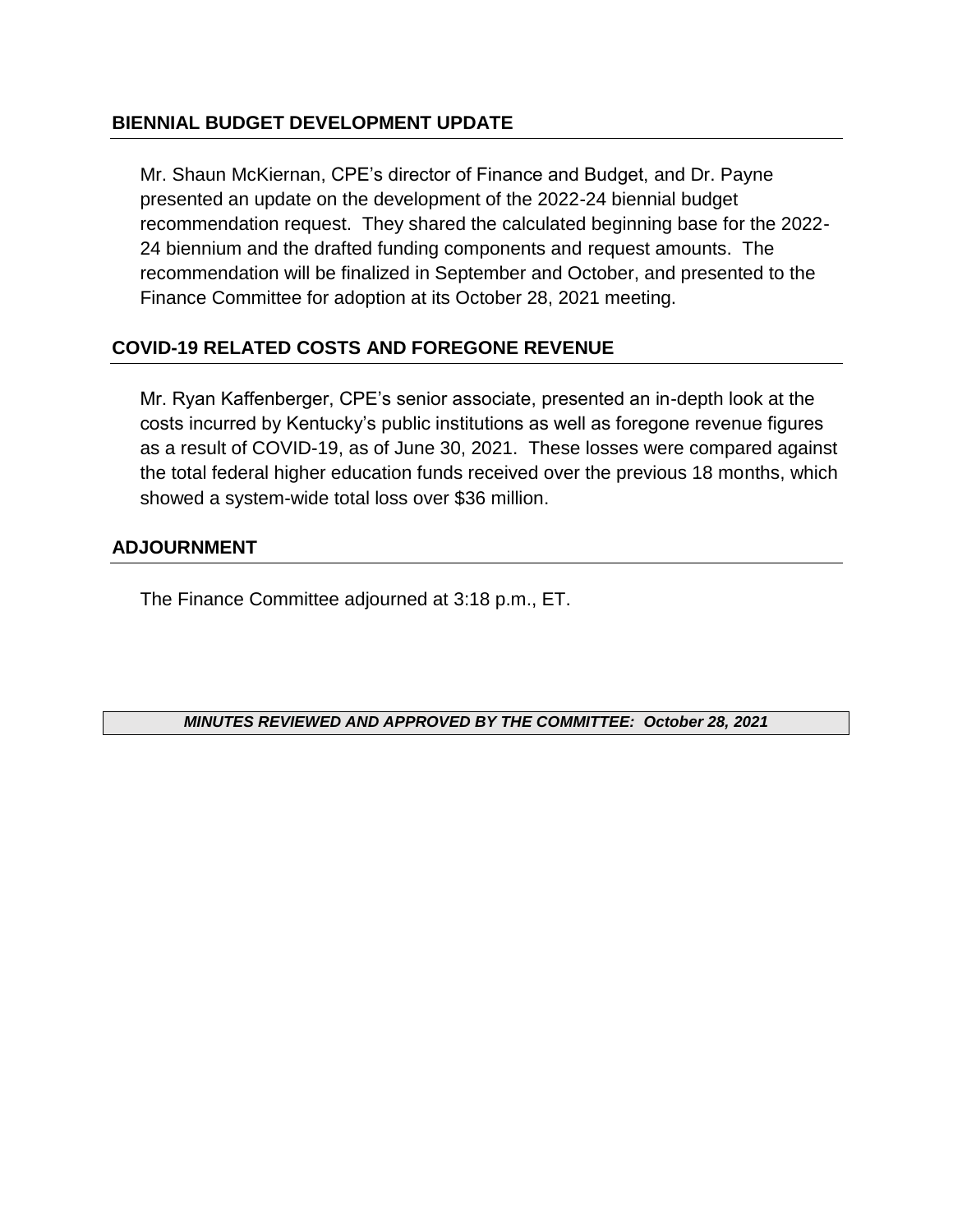## BIENNIAL BUDGET DEVELOPMENT UPDATE

Mr. Shaun McKiernan, CPE's director of Finance and Budget, and Dr. Payne presented an update on the development of the 2022-24 biennial budget recommendation request. They shared the calculated beginning base for the 2022-24 biennium and the drafted funding components and request amounts. The recommendation will be finalized in September and October, and presented to the Finance Committee for adoption at its October 28, 2021 meeting.

## COVID-19 RELATED COSTS AND FOREGONE REVENUE

Mr. Ryan Kaffenberger, CPE's senior associate, presented an in-depth look at the costs incurred by Kentucky's public institutions as well as foregone revenue figures as a result of COVID-19, as of June 30, 2021. These losses were compared against the total federal higher education funds received over the previous 18 months, which showed a system-wide total loss over $36 million.

## ADJOURNMENT

The Finance Committee adjourned at 3:18 p.m., ET.

***MINUTES REVIEWED AND APPROVED BY THE COMMITTEE: October 28, 2021***